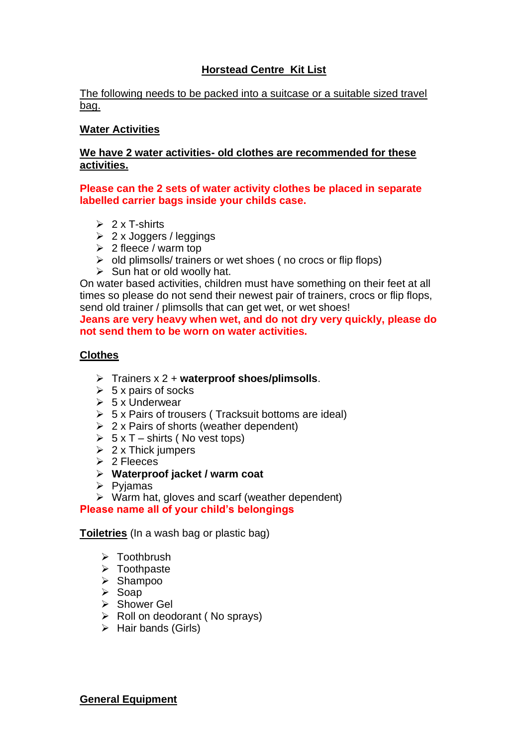# Horstead Centre Kit List

The following needs to be packed into a suitcase or a suitable sized travel bag.

## Water Activities

**We have 2 water activities- old clothes are recommended for these activities.**

**Please can the 2 sets of water activity clothes be placed in separate labelled carrier bags inside your childs case.**

- 2 x T-shirts
- 2 x Joggers / leggings
- 2 fleece / warm top
- old plimsolls/ trainers or wet shoes ( no crocs or flip flops)
- Sun hat or old woolly hat.

On water based activities, children must have something on their feet at all times so please do not send their newest pair of trainers, crocs or flip flops, send old trainer / plimsolls that can get wet, or wet shoes!

**Jeans are very heavy when wet, and do not dry very quickly, please do not send them to be worn on water activities.**

## Clothes

- Trainers x 2 + **waterproof shoes/plimsolls**.
- 5 x pairs of socks
- 5 x Underwear
- 5 x Pairs of trousers ( Tracksuit bottoms are ideal)
- 2 x Pairs of shorts (weather dependent)
- 5 x T – shirts ( No vest tops)
- 2 x Thick jumpers
- 2 Fleeces
- **Waterproof jacket / warm coat**
- Pyjamas
- Warm hat, gloves and scarf (weather dependent)

**Please name all of your child's belongings**

## Toiletries (In a wash bag or plastic bag)

- Toothbrush
- Toothpaste
- Shampoo
- Soap
- Shower Gel
- Roll on deodorant ( No sprays)
- Hair bands (Girls)

## General Equipment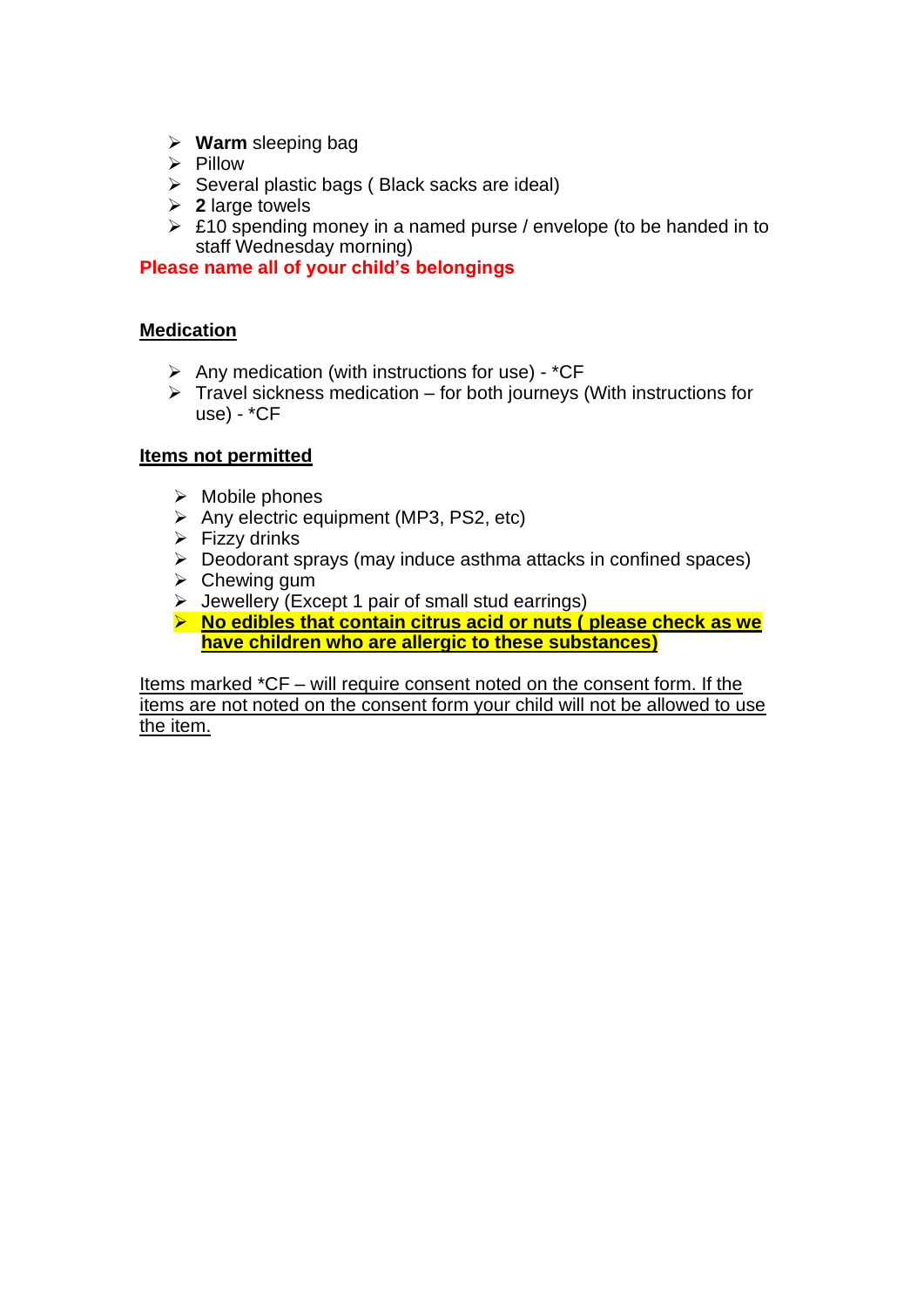- **Warm** sleeping bag
- Pillow
- Several plastic bags ( Black sacks are ideal)
- **2** large towels
- £10 spending money in a named purse / envelope (to be handed in to staff Wednesday morning)

**Please name all of your child's belongings**

## Medication

- Any medication (with instructions for use) - *CF
- Travel sickness medication – for both journeys (With instructions for use) - *CF

## Items not permitted

- Mobile phones
- Any electric equipment (MP3, PS2, etc)
- Fizzy drinks
- Deodorant sprays (may induce asthma attacks in confined spaces)
- Chewing gum
- Jewellery (Except 1 pair of small stud earrings)
- **No edibles that contain citrus acid or nuts ( please check as we have children who are allergic to these substances)**

Items marked *CF – will require consent noted on the consent form. If the items are not noted on the consent form your child will not be allowed to use the item.